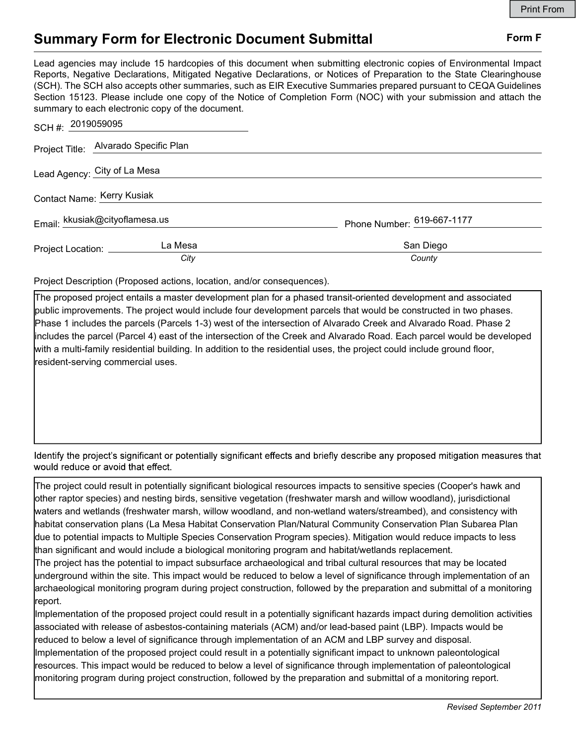# Summary Form for Electronic Document Submittal

**Form F**

Lead agencies may include 15 hardcopies of this document when submitting electronic copies of Environmental Impact Reports, Negative Declarations, Mitigated Negative Declarations, or Notices of Preparation to the State Clearinghouse (SCH). The SCH also accepts other summaries, such as EIR Executive Summaries prepared pursuant to CEQA Guidelines Section 15123. Please include one copy of the Notice of Completion Form (NOC) with your submission and attach the summary to each electronic copy of the document.

SCH #: 2019059095

Project Title: Alvarado Specific Plan

Lead Agency: City of La Mesa

Contact Name: Kerry Kusiak

Email: kkusiak@cityoflamesa.us

Phone Number: 619-667-1177

Project Location: La Mesa (*City*) San Diego (*County*)

Project Description (Proposed actions, location, and/or consequences).

The proposed project entails a master development plan for a phased transit-oriented development and associated public improvements. The project would include four development parcels that would be constructed in two phases. Phase 1 includes the parcels (Parcels 1-3) west of the intersection of Alvarado Creek and Alvarado Road. Phase 2 includes the parcel (Parcel 4) east of the intersection of the Creek and Alvarado Road. Each parcel would be developed with a multi-family residential building. In addition to the residential uses, the project could include ground floor, resident-serving commercial uses.

Identify the project's significant or potentially significant effects and briefly describe any proposed mitigation measures that would reduce or avoid that effect.

The project could result in potentially significant biological resources impacts to sensitive species (Cooper's hawk and other raptor species) and nesting birds, sensitive vegetation (freshwater marsh and willow woodland), jurisdictional waters and wetlands (freshwater marsh, willow woodland, and non-wetland waters/streambed), and consistency with habitat conservation plans (La Mesa Habitat Conservation Plan/Natural Community Conservation Plan Subarea Plan due to potential impacts to Multiple Species Conservation Program species). Mitigation would reduce impacts to less than significant and would include a biological monitoring program and habitat/wetlands replacement.

The project has the potential to impact subsurface archaeological and tribal cultural resources that may be located underground within the site. This impact would be reduced to below a level of significance through implementation of an archaeological monitoring program during project construction, followed by the preparation and submittal of a monitoring report.

Implementation of the proposed project could result in a potentially significant hazards impact during demolition activities associated with release of asbestos-containing materials (ACM) and/or lead-based paint (LBP). Impacts would be reduced to below a level of significance through implementation of an ACM and LBP survey and disposal.

Implementation of the proposed project could result in a potentially significant impact to unknown paleontological resources. This impact would be reduced to below a level of significance through implementation of paleontological monitoring program during project construction, followed by the preparation and submittal of a monitoring report.

*Revised September 2011*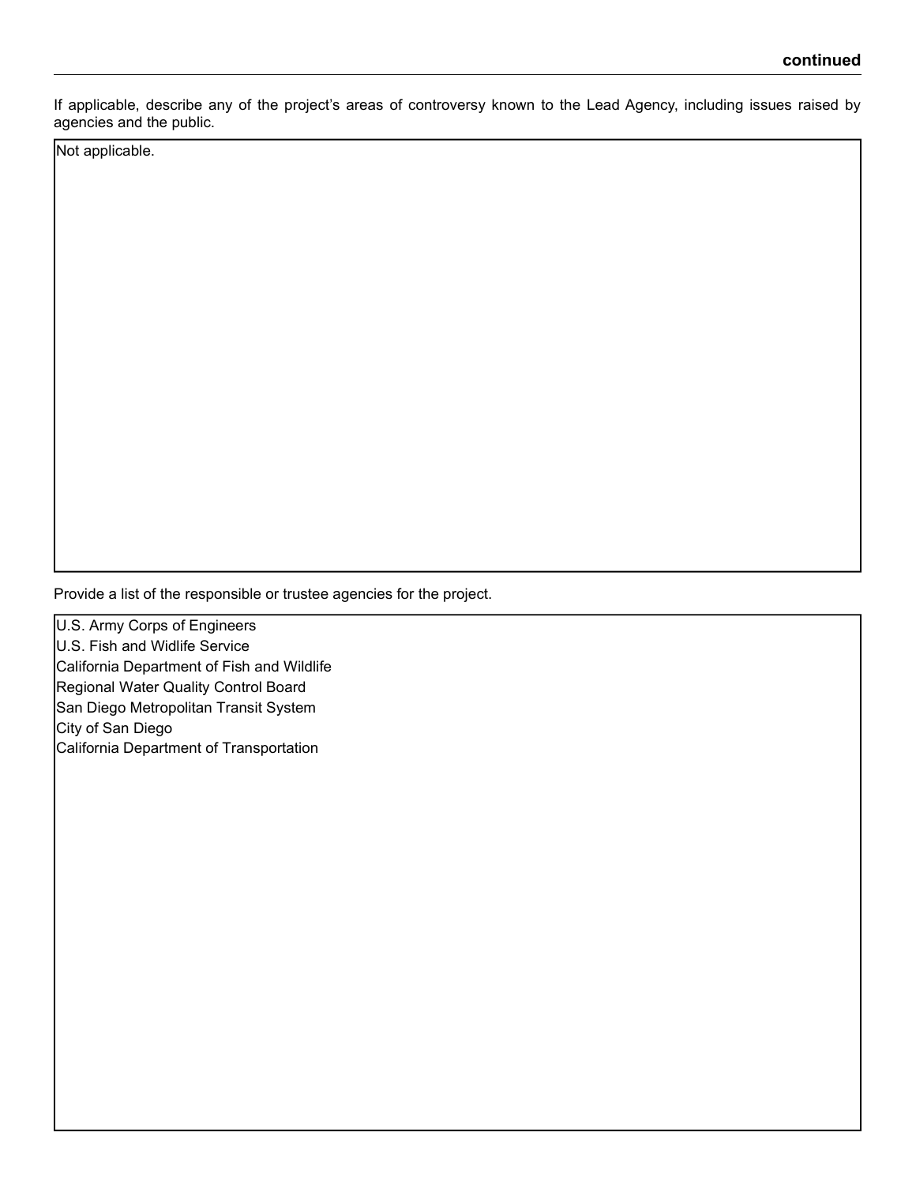**continued**

If applicable, describe any of the project's areas of controversy known to the Lead Agency, including issues raised by agencies and the public.

Not applicable.

Provide a list of the responsible or trustee agencies for the project.

U.S. Army Corps of Engineers
U.S. Fish and Widlife Service
California Department of Fish and Wildlife
Regional Water Quality Control Board
San Diego Metropolitan Transit System
City of San Diego
California Department of Transportation